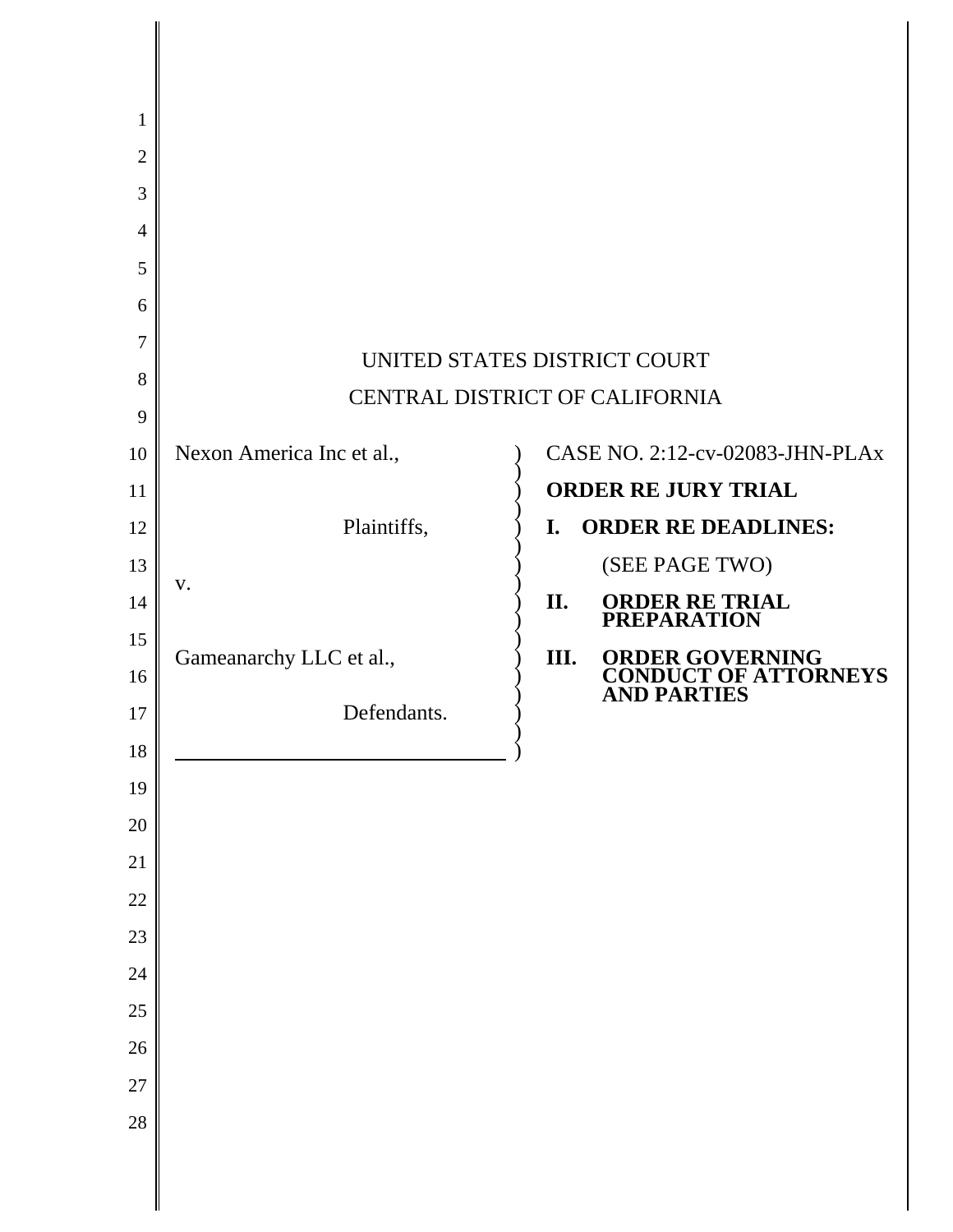UNITED STATES DISTRICT COURT

CENTRAL DISTRICT OF CALIFORNIA

| | | |
|---|---|---|
| Nexon America Inc et al., | ) | CASE NO. 2:12-cv-02083-JHN-PLAx |
| | ) | **ORDER RE JURY TRIAL** |
| Plaintiffs, | ) | **I. ORDER RE DEADLINES:** |
| | ) | (SEE PAGE TWO) |
| v. | ) | **II. ORDER RE TRIAL PREPARATION** |
| Gameanarchy LLC et al., | ) | **III. ORDER GOVERNING CONDUCT OF ATTORNEYS AND PARTIES** |
| Defendants. | ) | |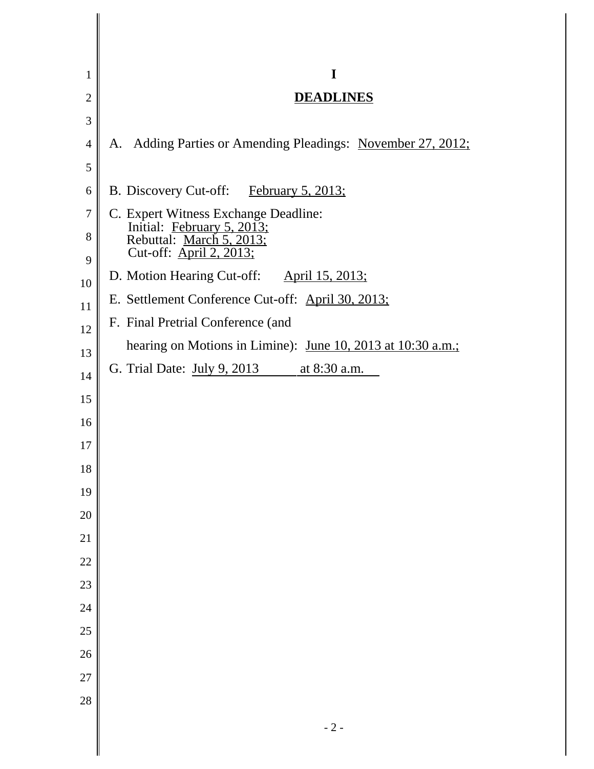# I

## DEADLINES

A. Adding Parties or Amending Pleadings: November 27, 2012;

B. Discovery Cut-off: February 5, 2013;

C. Expert Witness Exchange Deadline:
   Initial: February 5, 2013;
   Rebuttal: March 5, 2013;
   Cut-off: April 2, 2013;

D. Motion Hearing Cut-off: April 15, 2013;

E. Settlement Conference Cut-off: April 30, 2013;

F. Final Pretrial Conference (and hearing on Motions in Limine): June 10, 2013 at 10:30 a.m.;

G. Trial Date: July 9, 2013 at 8:30 a.m.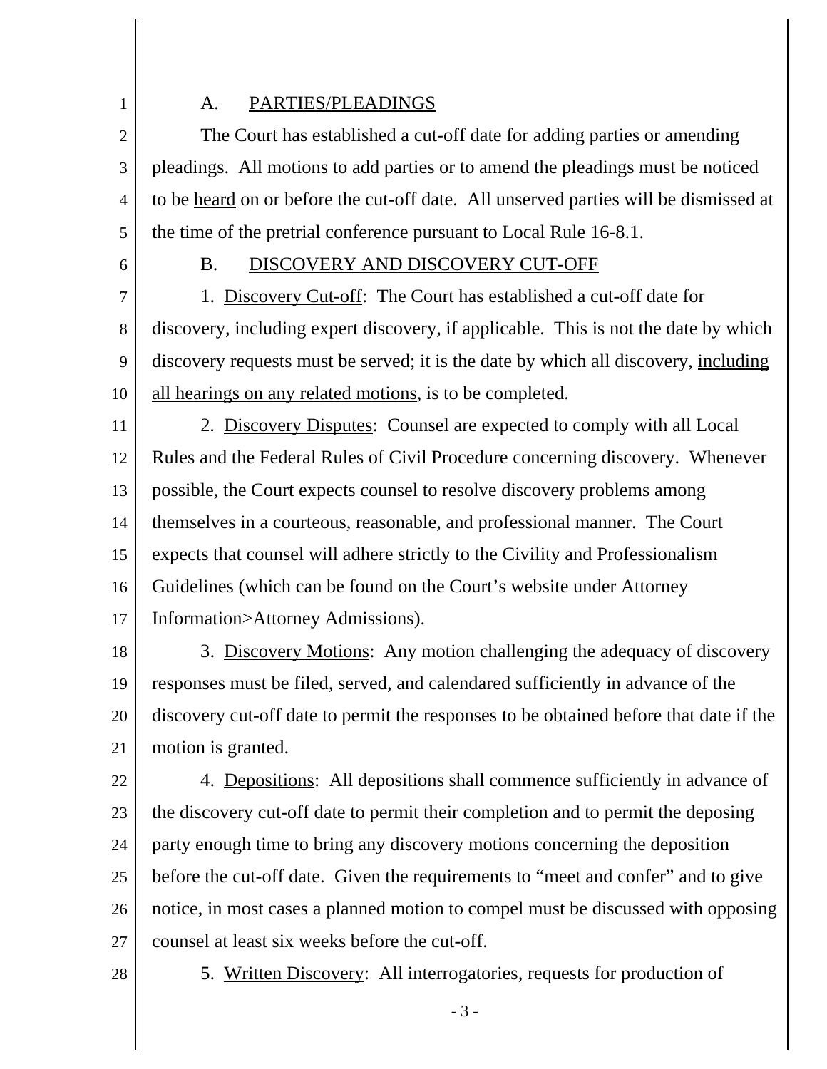A. PARTIES/PLEADINGS

The Court has established a cut-off date for adding parties or amending pleadings. All motions to add parties or to amend the pleadings must be noticed to be heard on or before the cut-off date. All unserved parties will be dismissed at the time of the pretrial conference pursuant to Local Rule 16-8.1.

B. DISCOVERY AND DISCOVERY CUT-OFF

1. Discovery Cut-off: The Court has established a cut-off date for discovery, including expert discovery, if applicable. This is not the date by which discovery requests must be served; it is the date by which all discovery, including all hearings on any related motions, is to be completed.

2. Discovery Disputes: Counsel are expected to comply with all Local Rules and the Federal Rules of Civil Procedure concerning discovery. Whenever possible, the Court expects counsel to resolve discovery problems among themselves in a courteous, reasonable, and professional manner. The Court expects that counsel will adhere strictly to the Civility and Professionalism Guidelines (which can be found on the Court's website under Attorney Information>Attorney Admissions).

3. Discovery Motions: Any motion challenging the adequacy of discovery responses must be filed, served, and calendared sufficiently in advance of the discovery cut-off date to permit the responses to be obtained before that date if the motion is granted.

4. Depositions: All depositions shall commence sufficiently in advance of the discovery cut-off date to permit their completion and to permit the deposing party enough time to bring any discovery motions concerning the deposition before the cut-off date. Given the requirements to "meet and confer" and to give notice, in most cases a planned motion to compel must be discussed with opposing counsel at least six weeks before the cut-off.

5. Written Discovery: All interrogatories, requests for production of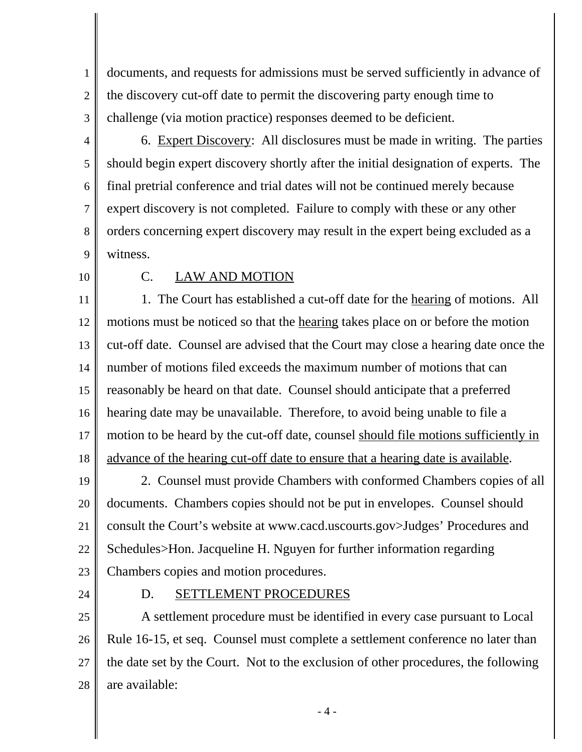documents, and requests for admissions must be served sufficiently in advance of the discovery cut-off date to permit the discovering party enough time to challenge (via motion practice) responses deemed to be deficient.

6. Expert Discovery: All disclosures must be made in writing. The parties should begin expert discovery shortly after the initial designation of experts. The final pretrial conference and trial dates will not be continued merely because expert discovery is not completed. Failure to comply with these or any other orders concerning expert discovery may result in the expert being excluded as a witness.

C. LAW AND MOTION

1. The Court has established a cut-off date for the hearing of motions. All motions must be noticed so that the hearing takes place on or before the motion cut-off date. Counsel are advised that the Court may close a hearing date once the number of motions filed exceeds the maximum number of motions that can reasonably be heard on that date. Counsel should anticipate that a preferred hearing date may be unavailable. Therefore, to avoid being unable to file a motion to be heard by the cut-off date, counsel should file motions sufficiently in advance of the hearing cut-off date to ensure that a hearing date is available.

2. Counsel must provide Chambers with conformed Chambers copies of all documents. Chambers copies should not be put in envelopes. Counsel should consult the Court's website at www.cacd.uscourts.gov>Judges' Procedures and Schedules>Hon. Jacqueline H. Nguyen for further information regarding Chambers copies and motion procedures.

D. SETTLEMENT PROCEDURES

A settlement procedure must be identified in every case pursuant to Local Rule 16-15, et seq. Counsel must complete a settlement conference no later than the date set by the Court. Not to the exclusion of other procedures, the following are available: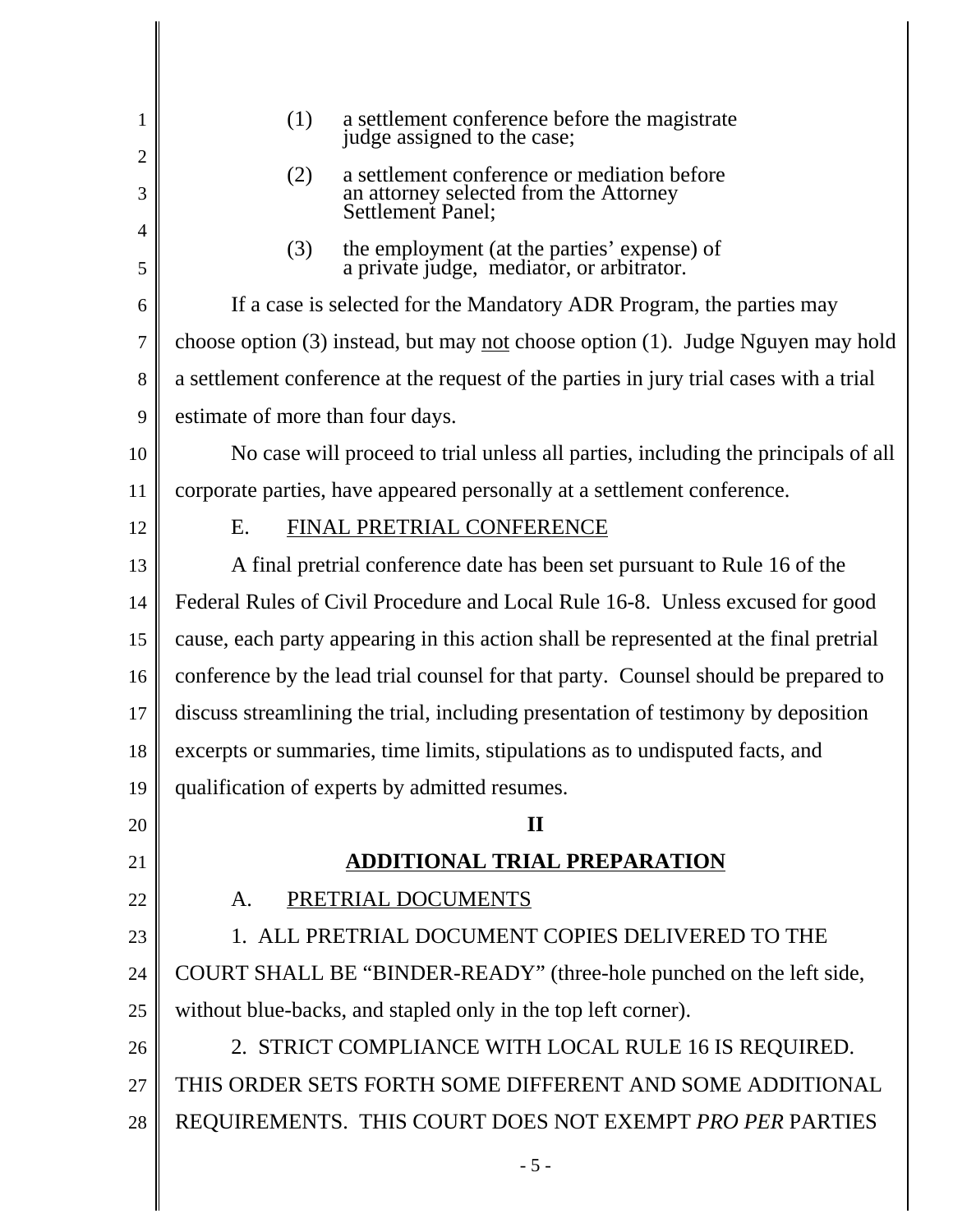(1) a settlement conference before the magistrate judge assigned to the case;

(2) a settlement conference or mediation before an attorney selected from the Attorney Settlement Panel;

(3) the employment (at the parties' expense) of a private judge, mediator, or arbitrator.

If a case is selected for the Mandatory ADR Program, the parties may choose option (3) instead, but may <u>not</u> choose option (1). Judge Nguyen may hold a settlement conference at the request of the parties in jury trial cases with a trial estimate of more than four days.

No case will proceed to trial unless all parties, including the principals of all corporate parties, have appeared personally at a settlement conference.

E. <u>FINAL PRETRIAL CONFERENCE</u>

A final pretrial conference date has been set pursuant to Rule 16 of the Federal Rules of Civil Procedure and Local Rule 16-8. Unless excused for good cause, each party appearing in this action shall be represented at the final pretrial conference by the lead trial counsel for that party. Counsel should be prepared to discuss streamlining the trial, including presentation of testimony by deposition excerpts or summaries, time limits, stipulations as to undisputed facts, and qualification of experts by admitted resumes.

## II

## <u>ADDITIONAL TRIAL PREPARATION</u>

A. <u>PRETRIAL DOCUMENTS</u>

1. ALL PRETRIAL DOCUMENT COPIES DELIVERED TO THE COURT SHALL BE "BINDER-READY" (three-hole punched on the left side, without blue-backs, and stapled only in the top left corner).

2. STRICT COMPLIANCE WITH LOCAL RULE 16 IS REQUIRED. THIS ORDER SETS FORTH SOME DIFFERENT AND SOME ADDITIONAL REQUIREMENTS. THIS COURT DOES NOT EXEMPT *PRO PER* PARTIES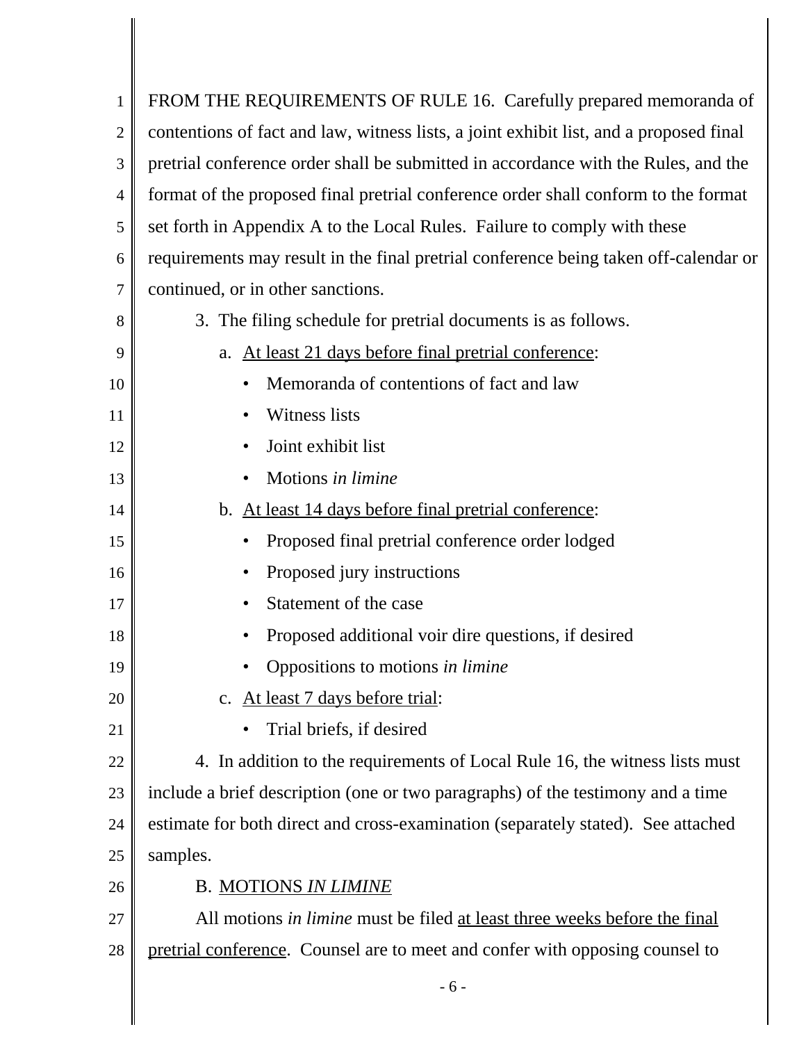FROM THE REQUIREMENTS OF RULE 16. Carefully prepared memoranda of contentions of fact and law, witness lists, a joint exhibit list, and a proposed final pretrial conference order shall be submitted in accordance with the Rules, and the format of the proposed final pretrial conference order shall conform to the format set forth in Appendix A to the Local Rules. Failure to comply with these requirements may result in the final pretrial conference being taken off-calendar or continued, or in other sanctions.

3. The filing schedule for pretrial documents is as follows.

a. <u>At least 21 days before final pretrial conference</u>:

- Memoranda of contentions of fact and law
- Witness lists
- Joint exhibit list
- Motions *in limine*

b. <u>At least 14 days before final pretrial conference</u>:

- Proposed final pretrial conference order lodged
- Proposed jury instructions
- Statement of the case
- Proposed additional voir dire questions, if desired
- Oppositions to motions *in limine*

c. <u>At least 7 days before trial</u>:

- Trial briefs, if desired

4. In addition to the requirements of Local Rule 16, the witness lists must include a brief description (one or two paragraphs) of the testimony and a time estimate for both direct and cross-examination (separately stated). See attached samples.

B. <u>MOTIONS *IN LIMINE*</u>

All motions *in limine* must be filed <u>at least three weeks before the final pretrial conference</u>. Counsel are to meet and confer with opposing counsel to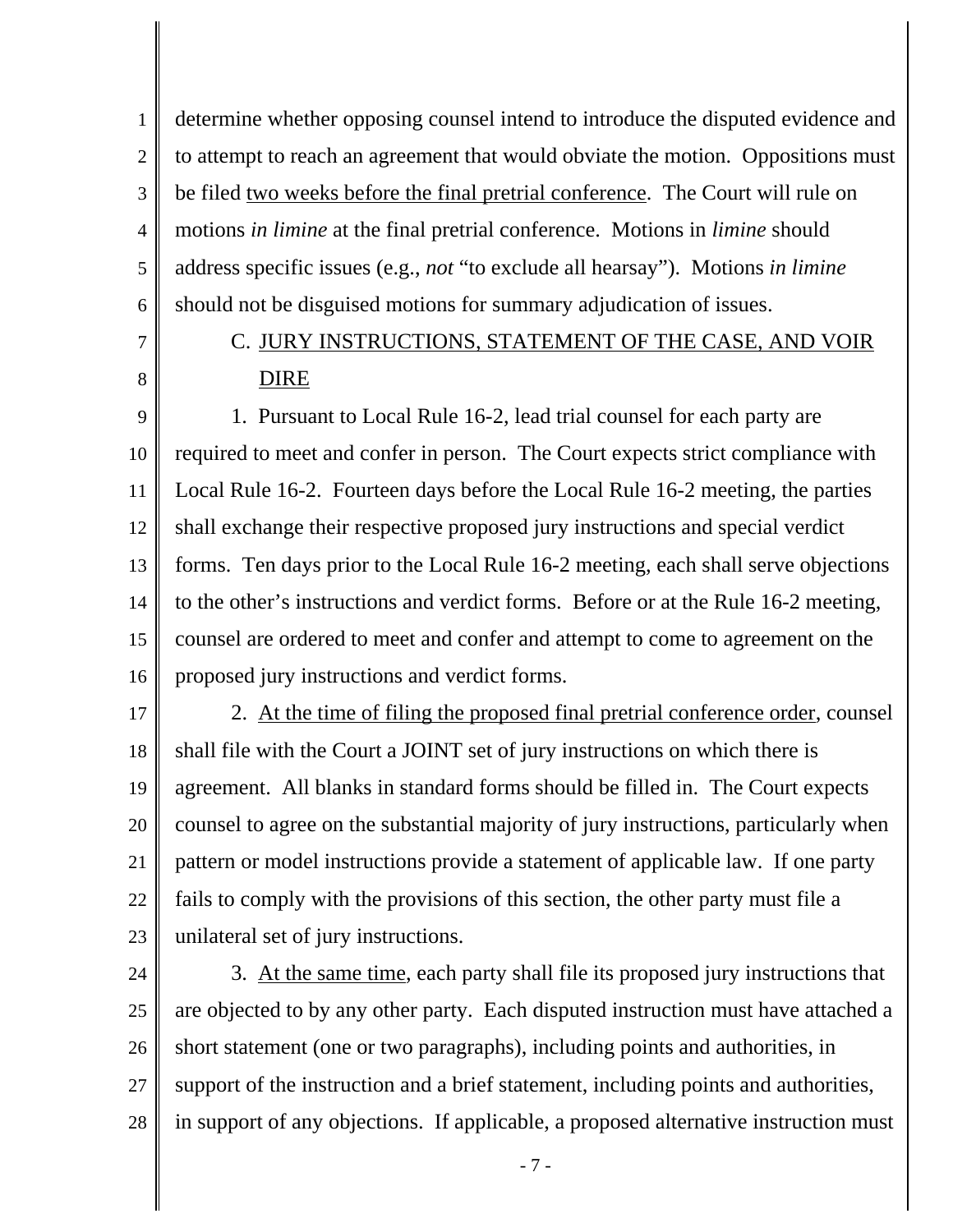determine whether opposing counsel intend to introduce the disputed evidence and to attempt to reach an agreement that would obviate the motion. Oppositions must be filed <u>two weeks before the final pretrial conference</u>. The Court will rule on motions *in limine* at the final pretrial conference. Motions in *limine* should address specific issues (e.g., *not* "to exclude all hearsay"). Motions *in limine* should not be disguised motions for summary adjudication of issues.

C. <u>JURY INSTRUCTIONS, STATEMENT OF THE CASE, AND VOIR DIRE</u>

1. Pursuant to Local Rule 16-2, lead trial counsel for each party are required to meet and confer in person. The Court expects strict compliance with Local Rule 16-2. Fourteen days before the Local Rule 16-2 meeting, the parties shall exchange their respective proposed jury instructions and special verdict forms. Ten days prior to the Local Rule 16-2 meeting, each shall serve objections to the other's instructions and verdict forms. Before or at the Rule 16-2 meeting, counsel are ordered to meet and confer and attempt to come to agreement on the proposed jury instructions and verdict forms.

2. <u>At the time of filing the proposed final pretrial conference order</u>, counsel shall file with the Court a JOINT set of jury instructions on which there is agreement. All blanks in standard forms should be filled in. The Court expects counsel to agree on the substantial majority of jury instructions, particularly when pattern or model instructions provide a statement of applicable law. If one party fails to comply with the provisions of this section, the other party must file a unilateral set of jury instructions.

3. <u>At the same time</u>, each party shall file its proposed jury instructions that are objected to by any other party. Each disputed instruction must have attached a short statement (one or two paragraphs), including points and authorities, in support of the instruction and a brief statement, including points and authorities, in support of any objections. If applicable, a proposed alternative instruction must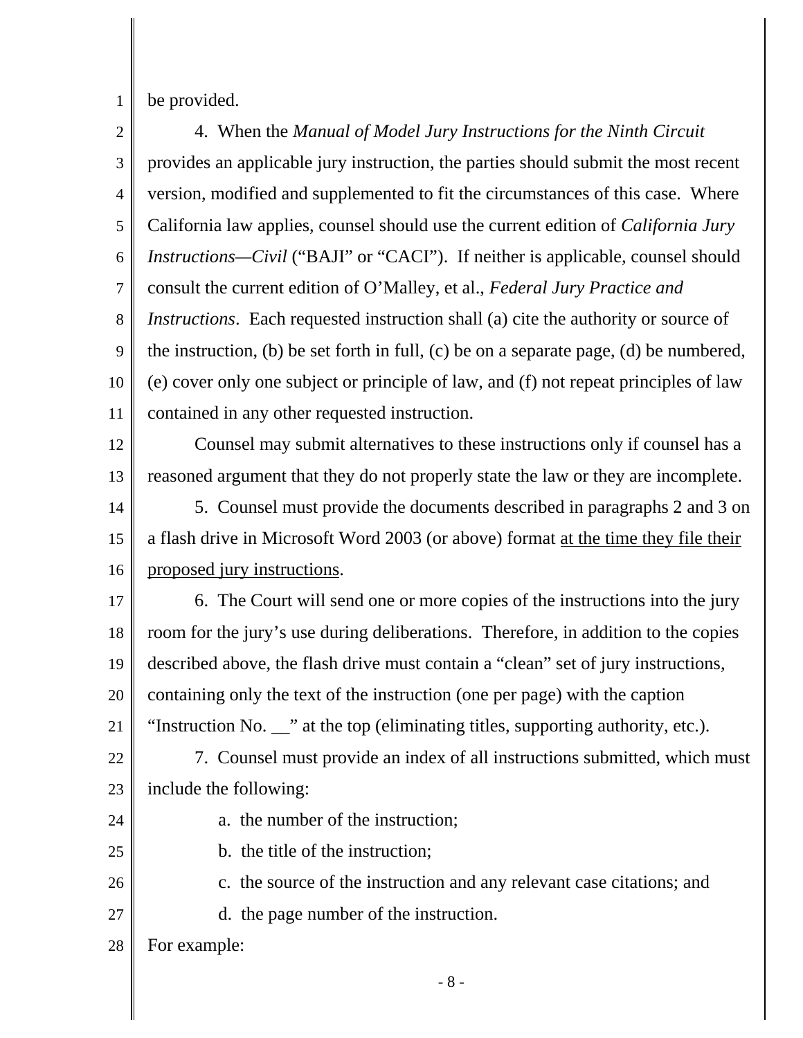be provided.

4. When the *Manual of Model Jury Instructions for the Ninth Circuit* provides an applicable jury instruction, the parties should submit the most recent version, modified and supplemented to fit the circumstances of this case. Where California law applies, counsel should use the current edition of *California Jury Instructions—Civil* ("BAJI" or "CACI"). If neither is applicable, counsel should consult the current edition of O'Malley, et al., *Federal Jury Practice and Instructions*. Each requested instruction shall (a) cite the authority or source of the instruction, (b) be set forth in full, (c) be on a separate page, (d) be numbered, (e) cover only one subject or principle of law, and (f) not repeat principles of law contained in any other requested instruction.

Counsel may submit alternatives to these instructions only if counsel has a reasoned argument that they do not properly state the law or they are incomplete.

5. Counsel must provide the documents described in paragraphs 2 and 3 on a flash drive in Microsoft Word 2003 (or above) format <u>at the time they file their proposed jury instructions</u>.

6. The Court will send one or more copies of the instructions into the jury room for the jury's use during deliberations. Therefore, in addition to the copies described above, the flash drive must contain a "clean" set of jury instructions, containing only the text of the instruction (one per page) with the caption "Instruction No. __" at the top (eliminating titles, supporting authority, etc.).

7. Counsel must provide an index of all instructions submitted, which must include the following:

a. the number of the instruction;

b. the title of the instruction;

c. the source of the instruction and any relevant case citations; and

d. the page number of the instruction.

For example: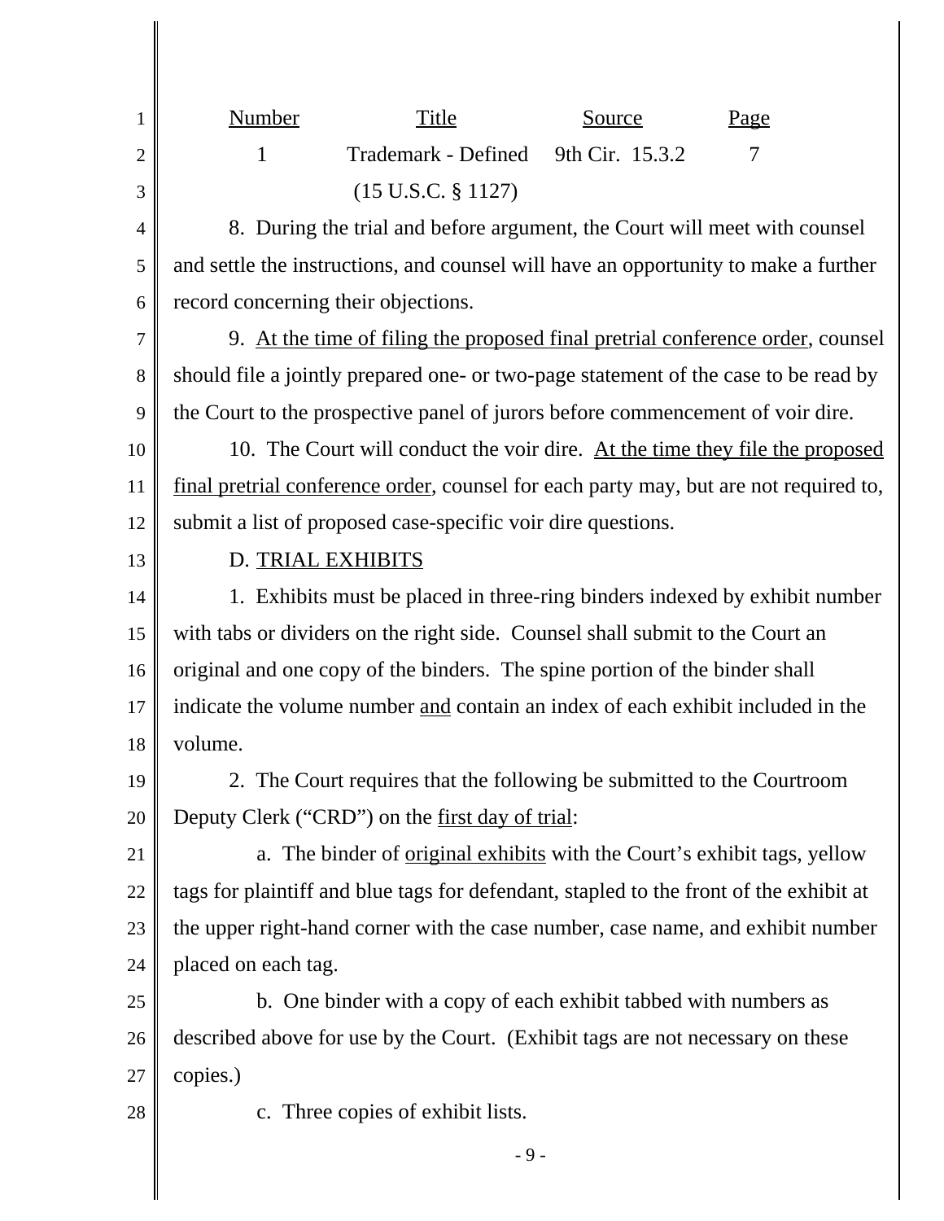| Number | Title | Source | Page |
|---|---|---|---|
| 1 | Trademark - Defined (15 U.S.C. § 1127) | 9th Cir. 15.3.2 | 7 |

8. During the trial and before argument, the Court will meet with counsel and settle the instructions, and counsel will have an opportunity to make a further record concerning their objections.

9. At the time of filing the proposed final pretrial conference order, counsel should file a jointly prepared one- or two-page statement of the case to be read by the Court to the prospective panel of jurors before commencement of voir dire.

10. The Court will conduct the voir dire. At the time they file the proposed final pretrial conference order, counsel for each party may, but are not required to, submit a list of proposed case-specific voir dire questions.

D. TRIAL EXHIBITS

1. Exhibits must be placed in three-ring binders indexed by exhibit number with tabs or dividers on the right side. Counsel shall submit to the Court an original and one copy of the binders. The spine portion of the binder shall indicate the volume number and contain an index of each exhibit included in the volume.

2. The Court requires that the following be submitted to the Courtroom Deputy Clerk ("CRD") on the first day of trial:

a. The binder of original exhibits with the Court's exhibit tags, yellow tags for plaintiff and blue tags for defendant, stapled to the front of the exhibit at the upper right-hand corner with the case number, case name, and exhibit number placed on each tag.

b. One binder with a copy of each exhibit tabbed with numbers as described above for use by the Court. (Exhibit tags are not necessary on these copies.)

c. Three copies of exhibit lists.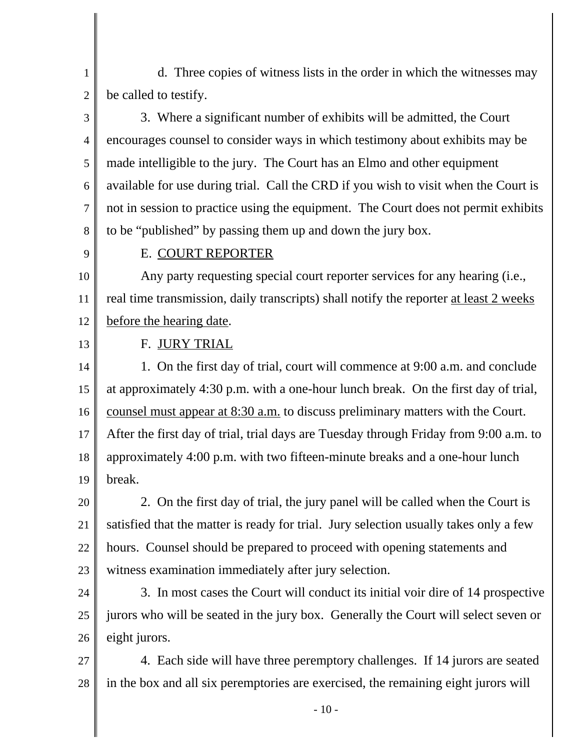d. Three copies of witness lists in the order in which the witnesses may be called to testify.

3. Where a significant number of exhibits will be admitted, the Court encourages counsel to consider ways in which testimony about exhibits may be made intelligible to the jury. The Court has an Elmo and other equipment available for use during trial. Call the CRD if you wish to visit when the Court is not in session to practice using the equipment. The Court does not permit exhibits to be "published" by passing them up and down the jury box.

E. COURT REPORTER

Any party requesting special court reporter services for any hearing (i.e., real time transmission, daily transcripts) shall notify the reporter at least 2 weeks before the hearing date.

F. JURY TRIAL

1. On the first day of trial, court will commence at 9:00 a.m. and conclude at approximately 4:30 p.m. with a one-hour lunch break. On the first day of trial, counsel must appear at 8:30 a.m. to discuss preliminary matters with the Court. After the first day of trial, trial days are Tuesday through Friday from 9:00 a.m. to approximately 4:00 p.m. with two fifteen-minute breaks and a one-hour lunch break.

2. On the first day of trial, the jury panel will be called when the Court is satisfied that the matter is ready for trial. Jury selection usually takes only a few hours. Counsel should be prepared to proceed with opening statements and witness examination immediately after jury selection.

3. In most cases the Court will conduct its initial voir dire of 14 prospective jurors who will be seated in the jury box. Generally the Court will select seven or eight jurors.

4. Each side will have three peremptory challenges. If 14 jurors are seated in the box and all six peremptories are exercised, the remaining eight jurors will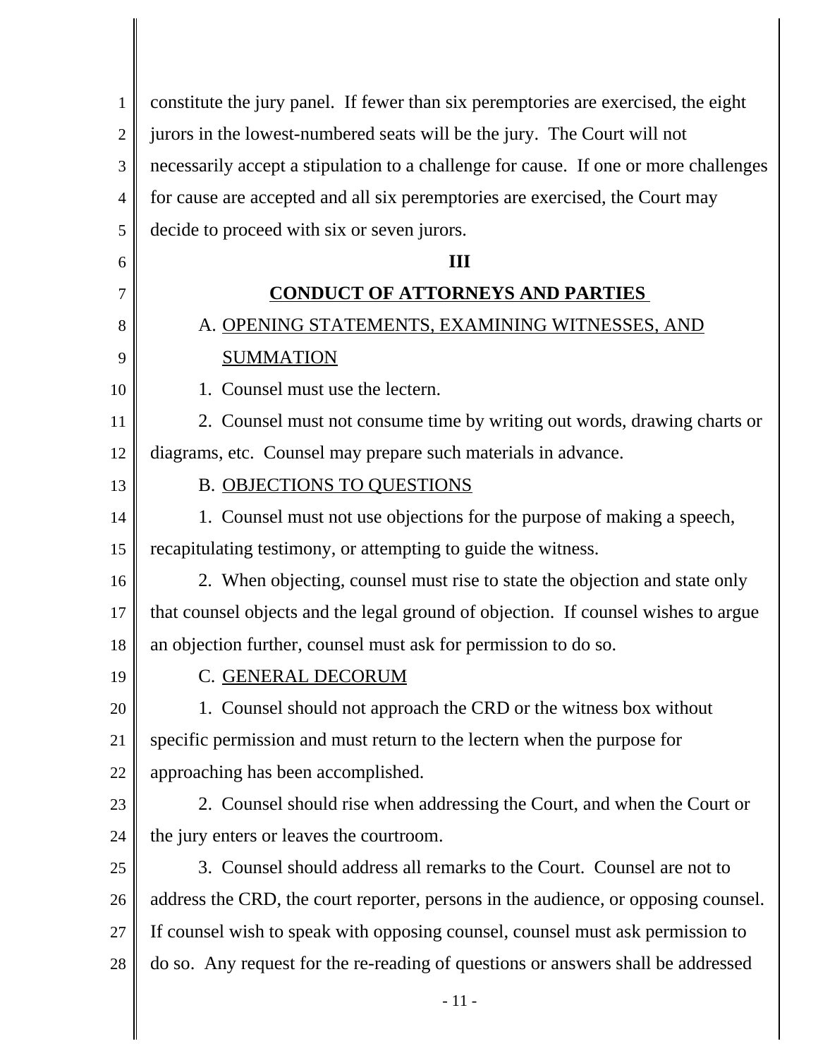constitute the jury panel. If fewer than six peremptories are exercised, the eight jurors in the lowest-numbered seats will be the jury. The Court will not necessarily accept a stipulation to a challenge for cause. If one or more challenges for cause are accepted and all six peremptories are exercised, the Court may decide to proceed with six or seven jurors.

## III

## CONDUCT OF ATTORNEYS AND PARTIES

### A. OPENING STATEMENTS, EXAMINING WITNESSES, AND SUMMATION

1. Counsel must use the lectern.

2. Counsel must not consume time by writing out words, drawing charts or diagrams, etc. Counsel may prepare such materials in advance.

### B. OBJECTIONS TO QUESTIONS

1. Counsel must not use objections for the purpose of making a speech, recapitulating testimony, or attempting to guide the witness.

2. When objecting, counsel must rise to state the objection and state only that counsel objects and the legal ground of objection. If counsel wishes to argue an objection further, counsel must ask for permission to do so.

### C. GENERAL DECORUM

1. Counsel should not approach the CRD or the witness box without specific permission and must return to the lectern when the purpose for approaching has been accomplished.

2. Counsel should rise when addressing the Court, and when the Court or the jury enters or leaves the courtroom.

3. Counsel should address all remarks to the Court. Counsel are not to address the CRD, the court reporter, persons in the audience, or opposing counsel. If counsel wish to speak with opposing counsel, counsel must ask permission to do so. Any request for the re-reading of questions or answers shall be addressed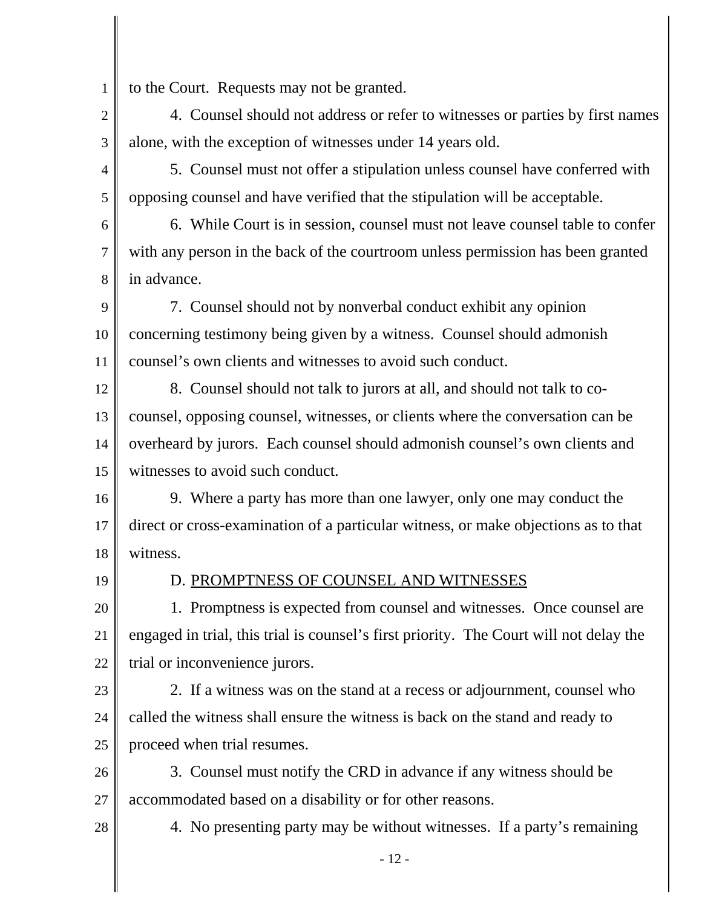to the Court. Requests may not be granted.

4. Counsel should not address or refer to witnesses or parties by first names alone, with the exception of witnesses under 14 years old.

5. Counsel must not offer a stipulation unless counsel have conferred with opposing counsel and have verified that the stipulation will be acceptable.

6. While Court is in session, counsel must not leave counsel table to confer with any person in the back of the courtroom unless permission has been granted in advance.

7. Counsel should not by nonverbal conduct exhibit any opinion concerning testimony being given by a witness. Counsel should admonish counsel's own clients and witnesses to avoid such conduct.

8. Counsel should not talk to jurors at all, and should not talk to co-counsel, opposing counsel, witnesses, or clients where the conversation can be overheard by jurors. Each counsel should admonish counsel's own clients and witnesses to avoid such conduct.

9. Where a party has more than one lawyer, only one may conduct the direct or cross-examination of a particular witness, or make objections as to that witness.

D. PROMPTNESS OF COUNSEL AND WITNESSES

1. Promptness is expected from counsel and witnesses. Once counsel are engaged in trial, this trial is counsel's first priority. The Court will not delay the trial or inconvenience jurors.

2. If a witness was on the stand at a recess or adjournment, counsel who called the witness shall ensure the witness is back on the stand and ready to proceed when trial resumes.

3. Counsel must notify the CRD in advance if any witness should be accommodated based on a disability or for other reasons.

4. No presenting party may be without witnesses. If a party's remaining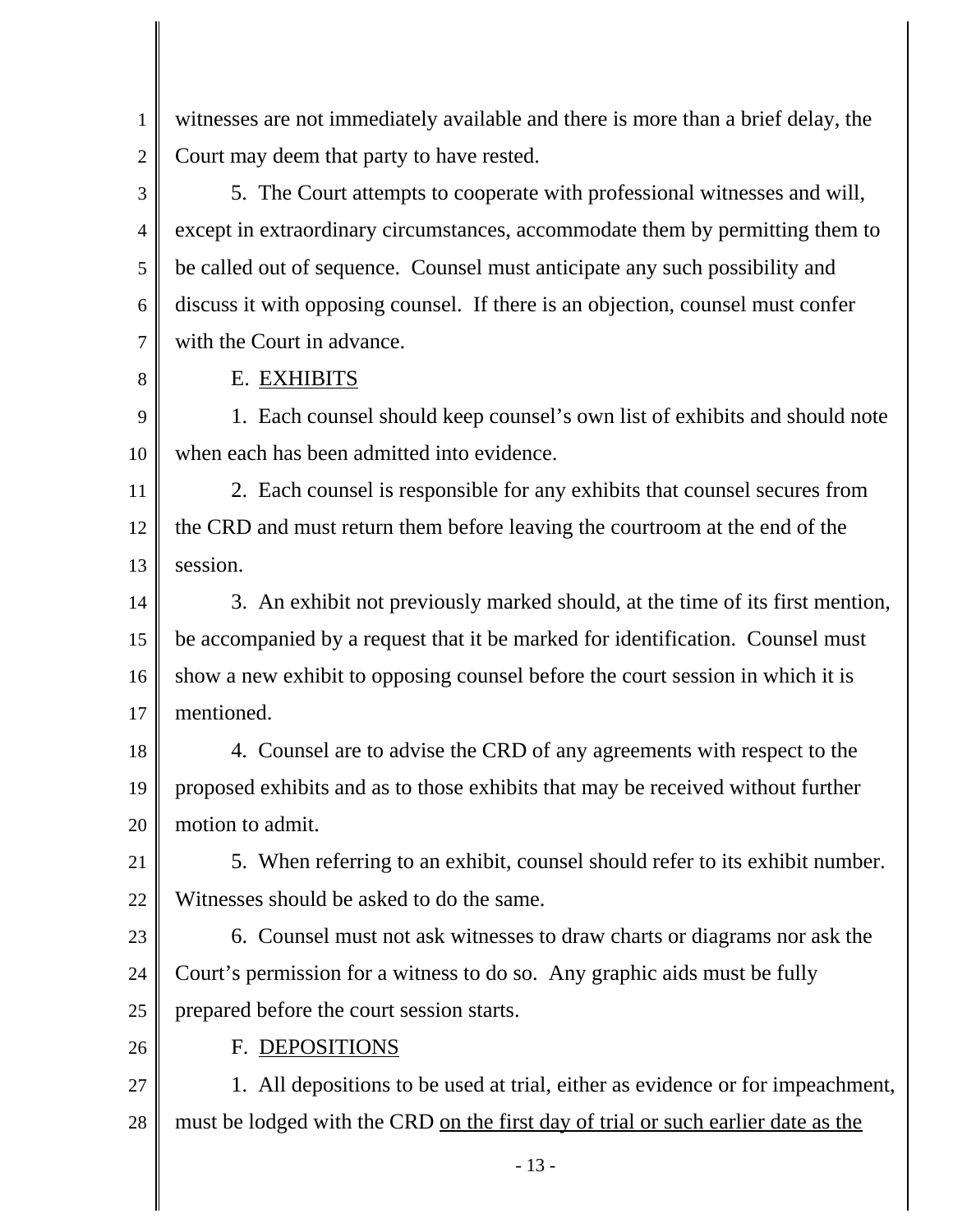witnesses are not immediately available and there is more than a brief delay, the Court may deem that party to have rested.

5. The Court attempts to cooperate with professional witnesses and will, except in extraordinary circumstances, accommodate them by permitting them to be called out of sequence. Counsel must anticipate any such possibility and discuss it with opposing counsel. If there is an objection, counsel must confer with the Court in advance.

E. <u>EXHIBITS</u>

1. Each counsel should keep counsel's own list of exhibits and should note when each has been admitted into evidence.

2. Each counsel is responsible for any exhibits that counsel secures from the CRD and must return them before leaving the courtroom at the end of the session.

3. An exhibit not previously marked should, at the time of its first mention, be accompanied by a request that it be marked for identification. Counsel must show a new exhibit to opposing counsel before the court session in which it is mentioned.

4. Counsel are to advise the CRD of any agreements with respect to the proposed exhibits and as to those exhibits that may be received without further motion to admit.

5. When referring to an exhibit, counsel should refer to its exhibit number. Witnesses should be asked to do the same.

6. Counsel must not ask witnesses to draw charts or diagrams nor ask the Court's permission for a witness to do so. Any graphic aids must be fully prepared before the court session starts.

F. <u>DEPOSITIONS</u>

1. All depositions to be used at trial, either as evidence or for impeachment, must be lodged with the CRD <u>on the first day of trial or such earlier date as the</u>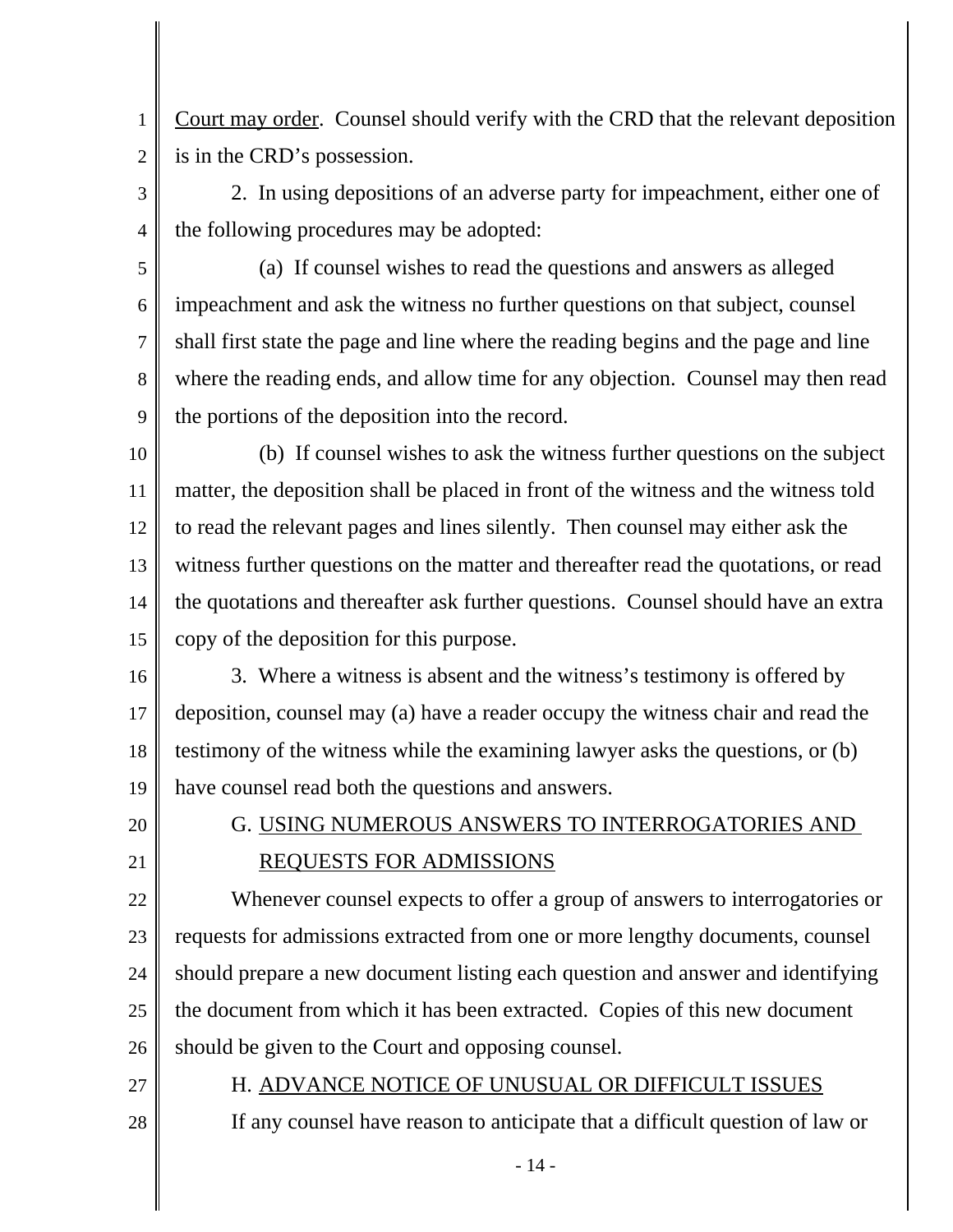Court may order. Counsel should verify with the CRD that the relevant deposition is in the CRD's possession.

2. In using depositions of an adverse party for impeachment, either one of the following procedures may be adopted:

(a) If counsel wishes to read the questions and answers as alleged impeachment and ask the witness no further questions on that subject, counsel shall first state the page and line where the reading begins and the page and line where the reading ends, and allow time for any objection. Counsel may then read the portions of the deposition into the record.

(b) If counsel wishes to ask the witness further questions on the subject matter, the deposition shall be placed in front of the witness and the witness told to read the relevant pages and lines silently. Then counsel may either ask the witness further questions on the matter and thereafter read the quotations, or read the quotations and thereafter ask further questions. Counsel should have an extra copy of the deposition for this purpose.

3. Where a witness is absent and the witness's testimony is offered by deposition, counsel may (a) have a reader occupy the witness chair and read the testimony of the witness while the examining lawyer asks the questions, or (b) have counsel read both the questions and answers.

### G. USING NUMEROUS ANSWERS TO INTERROGATORIES AND REQUESTS FOR ADMISSIONS

Whenever counsel expects to offer a group of answers to interrogatories or requests for admissions extracted from one or more lengthy documents, counsel should prepare a new document listing each question and answer and identifying the document from which it has been extracted. Copies of this new document should be given to the Court and opposing counsel.

### H. ADVANCE NOTICE OF UNUSUAL OR DIFFICULT ISSUES

If any counsel have reason to anticipate that a difficult question of law or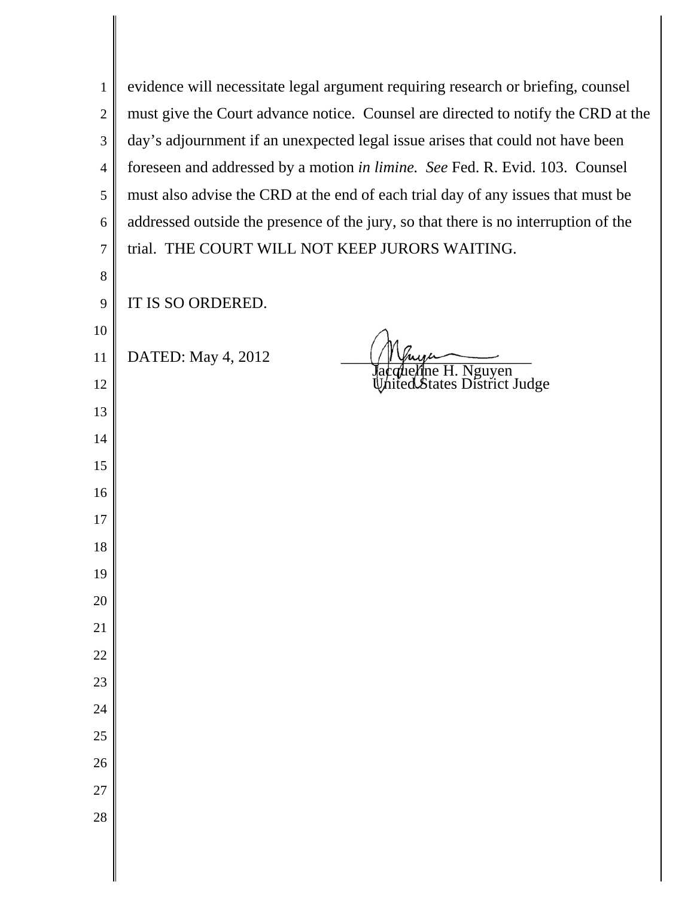evidence will necessitate legal argument requiring research or briefing, counsel must give the Court advance notice. Counsel are directed to notify the CRD at the day's adjournment if an unexpected legal issue arises that could not have been foreseen and addressed by a motion *in limine*. *See* Fed. R. Evid. 103. Counsel must also advise the CRD at the end of each trial day of any issues that must be addressed outside the presence of the jury, so that there is no interruption of the trial. THE COURT WILL NOT KEEP JURORS WAITING.

IT IS SO ORDERED.

DATED: May 4, 2012

Jacqueline H. Nguyen
United States District Judge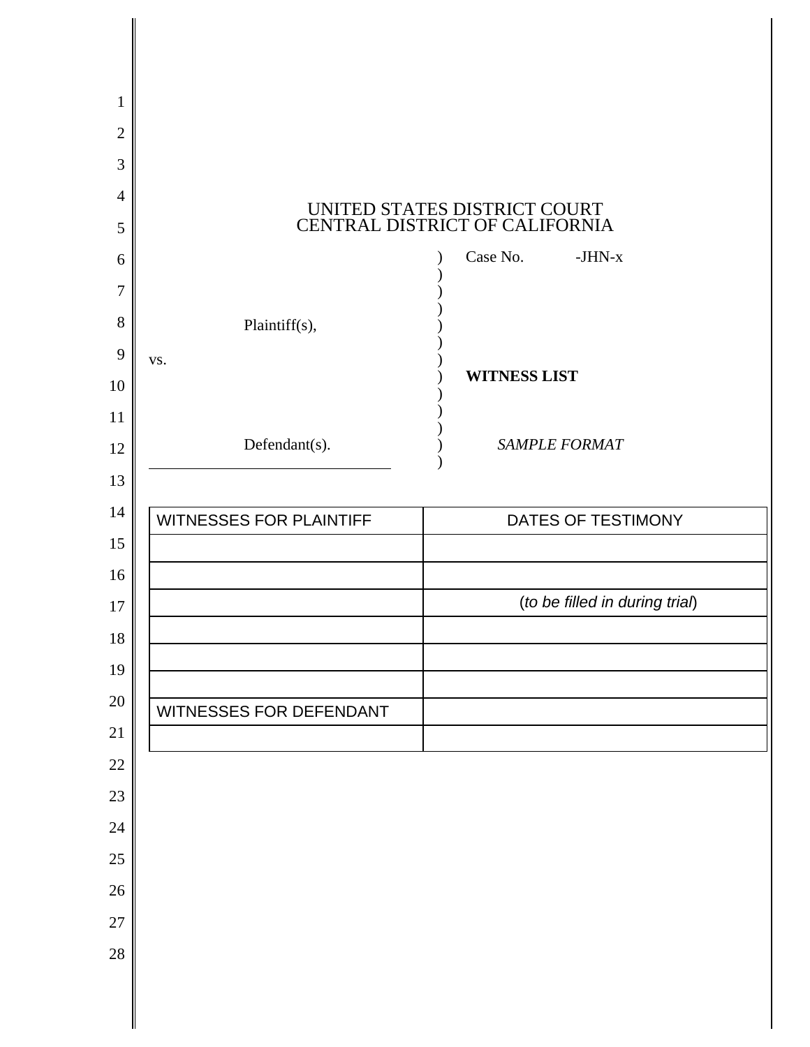UNITED STATES DISTRICT COURT
CENTRAL DISTRICT OF CALIFORNIA

Plaintiff(s),

vs.

Defendant(s).

Case No. -JHN-x

**WITNESS LIST**

*SAMPLE FORMAT*

| WITNESSES FOR PLAINTIFF | DATES OF TESTIMONY |
|---|---|
| | |
| | |
| | (*to be filled in during trial*) |
| | |
| | |
| | |
| WITNESSES FOR DEFENDANT | |
| | |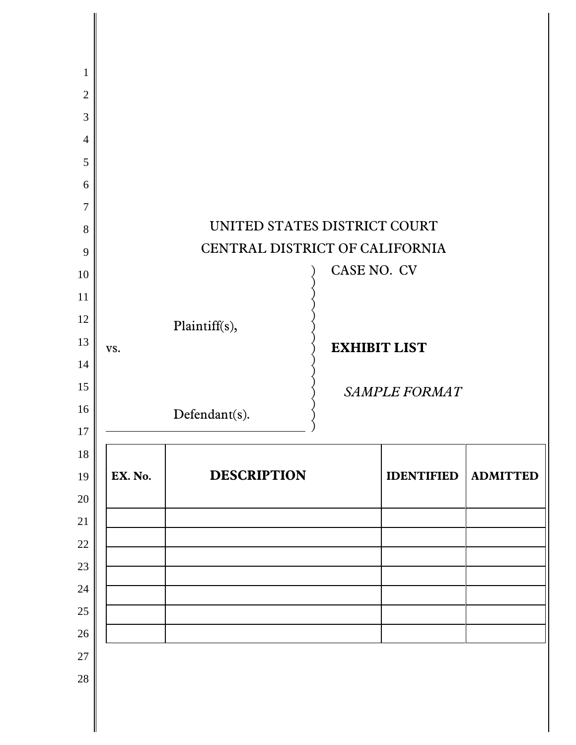UNITED STATES DISTRICT COURT

CENTRAL DISTRICT OF CALIFORNIA

| | |
|---|---|
| Plaintiff(s),<br><br>vs.<br><br>Defendant(s). | CASE NO. CV<br><br>**EXHIBIT LIST**<br><br>*SAMPLE FORMAT* |

| EX. No. | DESCRIPTION | IDENTIFIED | ADMITTED |
|---|---|---|---|
| | | | |
| | | | |
| | | | |
| | | | |
| | | | |
| | | | |
| | | | |